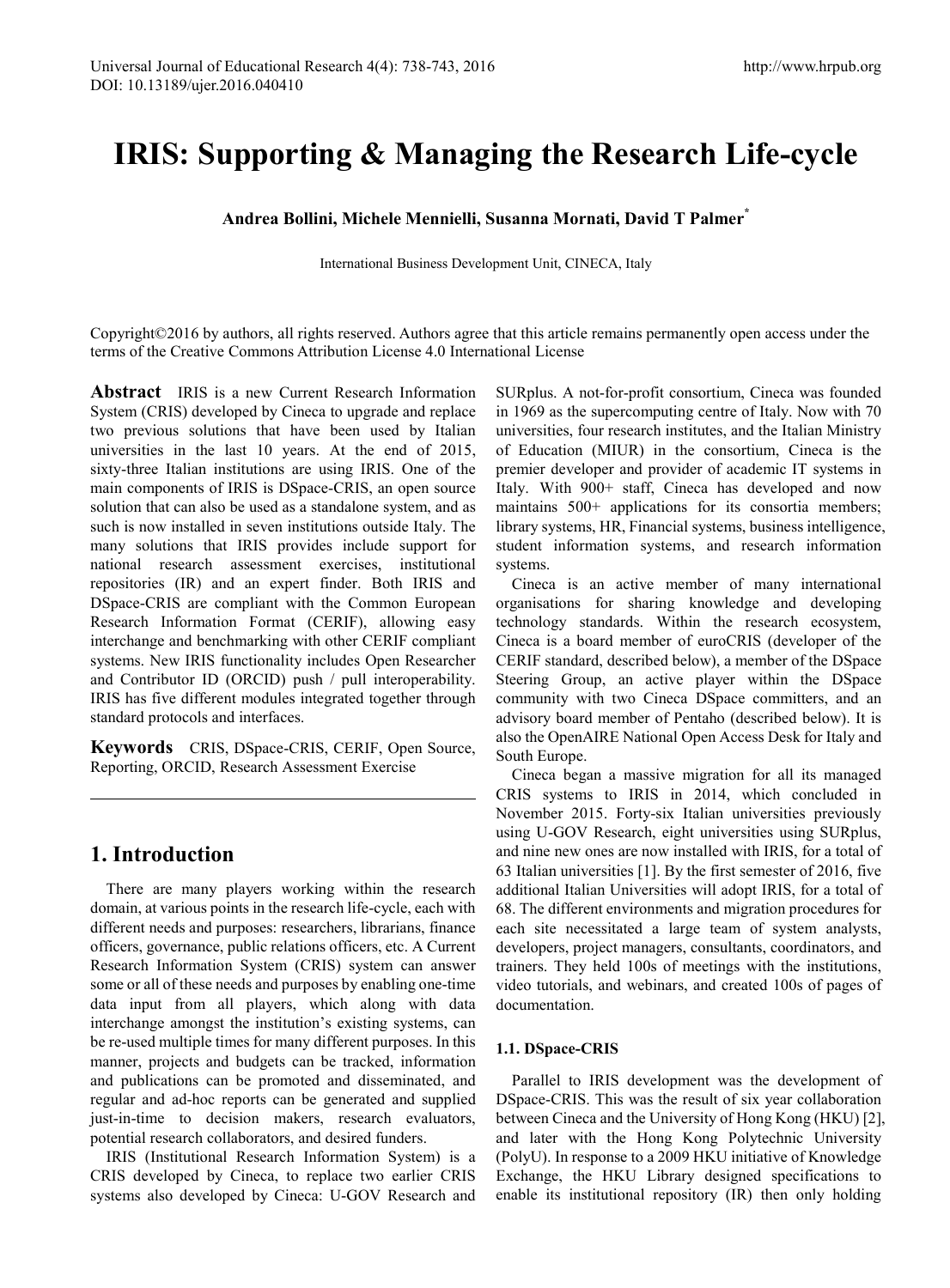# IRIS: Supporting & Managing the Research Life-cycle

**Andrea Bollini, Michele Mennielli, Susanna Mornati, David T Palmer[*]**

International Business Development Unit, CINECA, Italy

Copyright©2016 by authors, all rights reserved. Authors agree that this article remains permanently open access under the terms of the Creative Commons Attribution License 4.0 International License

**Abstract** IRIS is a new Current Research Information System (CRIS) developed by Cineca to upgrade and replace two previous solutions that have been used by Italian universities in the last 10 years. At the end of 2015, sixty-three Italian institutions are using IRIS. One of the main components of IRIS is DSpace-CRIS, an open source solution that can also be used as a standalone system, and as such is now installed in seven institutions outside Italy. The many solutions that IRIS provides include support for national research assessment exercises, institutional repositories (IR) and an expert finder. Both IRIS and DSpace-CRIS are compliant with the Common European Research Information Format (CERIF), allowing easy interchange and benchmarking with other CERIF compliant systems. New IRIS functionality includes Open Researcher and Contributor ID (ORCID) push / pull interoperability. IRIS has five different modules integrated together through standard protocols and interfaces.

**Keywords** CRIS, DSpace-CRIS, CERIF, Open Source, Reporting, ORCID, Research Assessment Exercise

## 1. Introduction

There are many players working within the research domain, at various points in the research life-cycle, each with different needs and purposes: researchers, librarians, finance officers, governance, public relations officers, etc. A Current Research Information System (CRIS) system can answer some or all of these needs and purposes by enabling one-time data input from all players, which along with data interchange amongst the institution's existing systems, can be re-used multiple times for many different purposes. In this manner, projects and budgets can be tracked, information and publications can be promoted and disseminated, and regular and ad-hoc reports can be generated and supplied just-in-time to decision makers, research evaluators, potential research collaborators, and desired funders.

IRIS (Institutional Research Information System) is a CRIS developed by Cineca, to replace two earlier CRIS systems also developed by Cineca: U-GOV Research and SURplus. A not-for-profit consortium, Cineca was founded in 1969 as the supercomputing centre of Italy. Now with 70 universities, four research institutes, and the Italian Ministry of Education (MIUR) in the consortium, Cineca is the premier developer and provider of academic IT systems in Italy. With 900+ staff, Cineca has developed and now maintains 500+ applications for its consortia members; library systems, HR, Financial systems, business intelligence, student information systems, and research information systems.

Cineca is an active member of many international organisations for sharing knowledge and developing technology standards. Within the research ecosystem, Cineca is a board member of euroCRIS (developer of the CERIF standard, described below), a member of the DSpace Steering Group, an active player within the DSpace community with two Cineca DSpace committers, and an advisory board member of Pentaho (described below). It is also the OpenAIRE National Open Access Desk for Italy and South Europe.

Cineca began a massive migration for all its managed CRIS systems to IRIS in 2014, which concluded in November 2015. Forty-six Italian universities previously using U-GOV Research, eight universities using SURplus, and nine new ones are now installed with IRIS, for a total of 63 Italian universities [1]. By the first semester of 2016, five additional Italian Universities will adopt IRIS, for a total of 68. The different environments and migration procedures for each site necessitated a large team of system analysts, developers, project managers, consultants, coordinators, and trainers. They held 100s of meetings with the institutions, video tutorials, and webinars, and created 100s of pages of documentation.

### 1.1. DSpace-CRIS

Parallel to IRIS development was the development of DSpace-CRIS. This was the result of six year collaboration between Cineca and the University of Hong Kong (HKU) [2], and later with the Hong Kong Polytechnic University (PolyU). In response to a 2009 HKU initiative of Knowledge Exchange, the HKU Library designed specifications to enable its institutional repository (IR) then only holding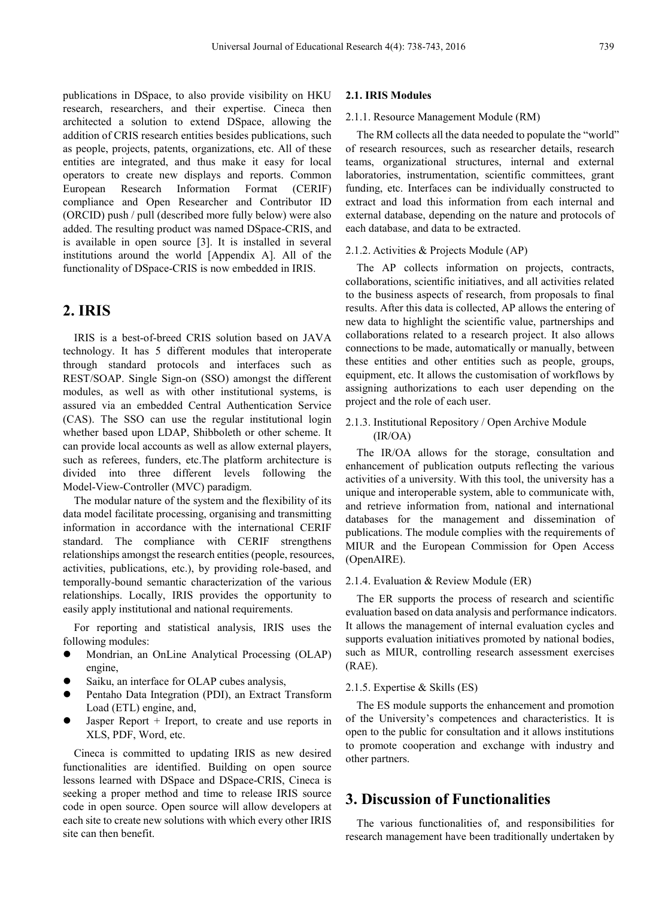publications in DSpace, to also provide visibility on HKU research, researchers, and their expertise. Cineca then architected a solution to extend DSpace, allowing the addition of CRIS research entities besides publications, such as people, projects, patents, organizations, etc. All of these entities are integrated, and thus make it easy for local operators to create new displays and reports. Common European Research Information Format (CERIF) compliance and Open Researcher and Contributor ID (ORCID) push / pull (described more fully below) were also added. The resulting product was named DSpace-CRIS, and is available in open source [3]. It is installed in several institutions around the world [Appendix A]. All of the functionality of DSpace-CRIS is now embedded in IRIS.

## 2. IRIS

IRIS is a best-of-breed CRIS solution based on JAVA technology. It has 5 different modules that interoperate through standard protocols and interfaces such as REST/SOAP. Single Sign-on (SSO) amongst the different modules, as well as with other institutional systems, is assured via an embedded Central Authentication Service (CAS). The SSO can use the regular institutional login whether based upon LDAP, Shibboleth or other scheme. It can provide local accounts as well as allow external players, such as referees, funders, etc.The platform architecture is divided into three different levels following the Model-View-Controller (MVC) paradigm.

The modular nature of the system and the flexibility of its data model facilitate processing, organising and transmitting information in accordance with the international CERIF standard. The compliance with CERIF strengthens relationships amongst the research entities (people, resources, activities, publications, etc.), by providing role-based, and temporally-bound semantic characterization of the various relationships. Locally, IRIS provides the opportunity to easily apply institutional and national requirements.

For reporting and statistical analysis, IRIS uses the following modules:

- Mondrian, an OnLine Analytical Processing (OLAP) engine,
- Saiku, an interface for OLAP cubes analysis,
- Pentaho Data Integration (PDI), an Extract Transform Load (ETL) engine, and,
- Jasper Report + Ireport, to create and use reports in XLS, PDF, Word, etc.

Cineca is committed to updating IRIS as new desired functionalities are identified. Building on open source lessons learned with DSpace and DSpace-CRIS, Cineca is seeking a proper method and time to release IRIS source code in open source. Open source will allow developers at each site to create new solutions with which every other IRIS site can then benefit.

### 2.1. IRIS Modules

#### 2.1.1. Resource Management Module (RM)

The RM collects all the data needed to populate the "world" of research resources, such as researcher details, research teams, organizational structures, internal and external laboratories, instrumentation, scientific committees, grant funding, etc. Interfaces can be individually constructed to extract and load this information from each internal and external database, depending on the nature and protocols of each database, and data to be extracted.

#### 2.1.2. Activities & Projects Module (AP)

The AP collects information on projects, contracts, collaborations, scientific initiatives, and all activities related to the business aspects of research, from proposals to final results. After this data is collected, AP allows the entering of new data to highlight the scientific value, partnerships and collaborations related to a research project. It also allows connections to be made, automatically or manually, between these entities and other entities such as people, groups, equipment, etc. It allows the customisation of workflows by assigning authorizations to each user depending on the project and the role of each user.

#### 2.1.3. Institutional Repository / Open Archive Module (IR/OA)

The IR/OA allows for the storage, consultation and enhancement of publication outputs reflecting the various activities of a university. With this tool, the university has a unique and interoperable system, able to communicate with, and retrieve information from, national and international databases for the management and dissemination of publications. The module complies with the requirements of MIUR and the European Commission for Open Access (OpenAIRE).

#### 2.1.4. Evaluation & Review Module (ER)

The ER supports the process of research and scientific evaluation based on data analysis and performance indicators. It allows the management of internal evaluation cycles and supports evaluation initiatives promoted by national bodies, such as MIUR, controlling research assessment exercises (RAE).

#### 2.1.5. Expertise & Skills (ES)

The ES module supports the enhancement and promotion of the University's competences and characteristics. It is open to the public for consultation and it allows institutions to promote cooperation and exchange with industry and other partners.

## 3. Discussion of Functionalities

The various functionalities of, and responsibilities for research management have been traditionally undertaken by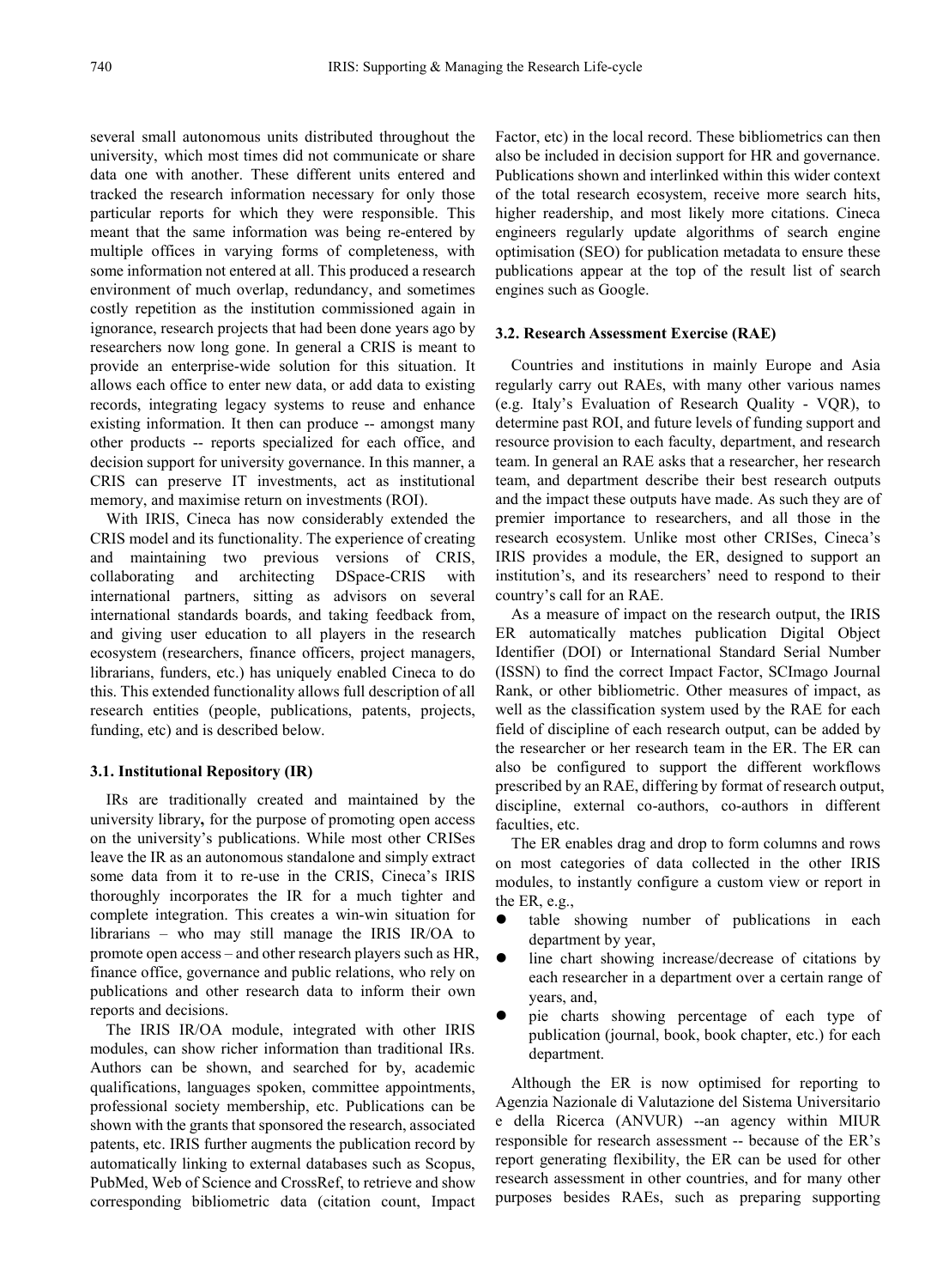several small autonomous units distributed throughout the university, which most times did not communicate or share data one with another. These different units entered and tracked the research information necessary for only those particular reports for which they were responsible. This meant that the same information was being re-entered by multiple offices in varying forms of completeness, with some information not entered at all. This produced a research environment of much overlap, redundancy, and sometimes costly repetition as the institution commissioned again in ignorance, research projects that had been done years ago by researchers now long gone. In general a CRIS is meant to provide an enterprise-wide solution for this situation. It allows each office to enter new data, or add data to existing records, integrating legacy systems to reuse and enhance existing information. It then can produce -- amongst many other products -- reports specialized for each office, and decision support for university governance. In this manner, a CRIS can preserve IT investments, act as institutional memory, and maximise return on investments (ROI).

With IRIS, Cineca has now considerably extended the CRIS model and its functionality. The experience of creating and maintaining two previous versions of CRIS, collaborating and architecting DSpace-CRIS with international partners, sitting as advisors on several international standards boards, and taking feedback from, and giving user education to all players in the research ecosystem (researchers, finance officers, project managers, librarians, funders, etc.) has uniquely enabled Cineca to do this. This extended functionality allows full description of all research entities (people, publications, patents, projects, funding, etc) and is described below.

### 3.1. Institutional Repository (IR)

IRs are traditionally created and maintained by the university library**,** for the purpose of promoting open access on the university's publications. While most other CRISes leave the IR as an autonomous standalone and simply extract some data from it to re-use in the CRIS, Cineca's IRIS thoroughly incorporates the IR for a much tighter and complete integration. This creates a win-win situation for librarians – who may still manage the IRIS IR/OA to promote open access – and other research players such as HR, finance office, governance and public relations, who rely on publications and other research data to inform their own reports and decisions.

The IRIS IR/OA module, integrated with other IRIS modules, can show richer information than traditional IRs. Authors can be shown, and searched for by, academic qualifications, languages spoken, committee appointments, professional society membership, etc. Publications can be shown with the grants that sponsored the research, associated patents, etc. IRIS further augments the publication record by automatically linking to external databases such as Scopus, PubMed, Web of Science and CrossRef, to retrieve and show corresponding bibliometric data (citation count, Impact Factor, etc) in the local record. These bibliometrics can then also be included in decision support for HR and governance. Publications shown and interlinked within this wider context of the total research ecosystem, receive more search hits, higher readership, and most likely more citations. Cineca engineers regularly update algorithms of search engine optimisation (SEO) for publication metadata to ensure these publications appear at the top of the result list of search engines such as Google.

### 3.2. Research Assessment Exercise (RAE)

Countries and institutions in mainly Europe and Asia regularly carry out RAEs, with many other various names (e.g. Italy's Evaluation of Research Quality - VQR), to determine past ROI, and future levels of funding support and resource provision to each faculty, department, and research team. In general an RAE asks that a researcher, her research team, and department describe their best research outputs and the impact these outputs have made. As such they are of premier importance to researchers, and all those in the research ecosystem. Unlike most other CRISes, Cineca's IRIS provides a module, the ER, designed to support an institution's, and its researchers' need to respond to their country's call for an RAE.

As a measure of impact on the research output, the IRIS ER automatically matches publication Digital Object Identifier (DOI) or International Standard Serial Number (ISSN) to find the correct Impact Factor, SCImago Journal Rank, or other bibliometric. Other measures of impact, as well as the classification system used by the RAE for each field of discipline of each research output, can be added by the researcher or her research team in the ER. The ER can also be configured to support the different workflows prescribed by an RAE, differing by format of research output, discipline, external co-authors, co-authors in different faculties, etc.

The ER enables drag and drop to form columns and rows on most categories of data collected in the other IRIS modules, to instantly configure a custom view or report in the ER, e.g.,

- table showing number of publications in each department by year,
- line chart showing increase/decrease of citations by each researcher in a department over a certain range of years, and,
- pie charts showing percentage of each type of publication (journal, book, book chapter, etc.) for each department.

Although the ER is now optimised for reporting to Agenzia Nazionale di Valutazione del Sistema Universitario e della Ricerca (ANVUR) --an agency within MIUR responsible for research assessment -- because of the ER's report generating flexibility, the ER can be used for other research assessment in other countries, and for many other purposes besides RAEs, such as preparing supporting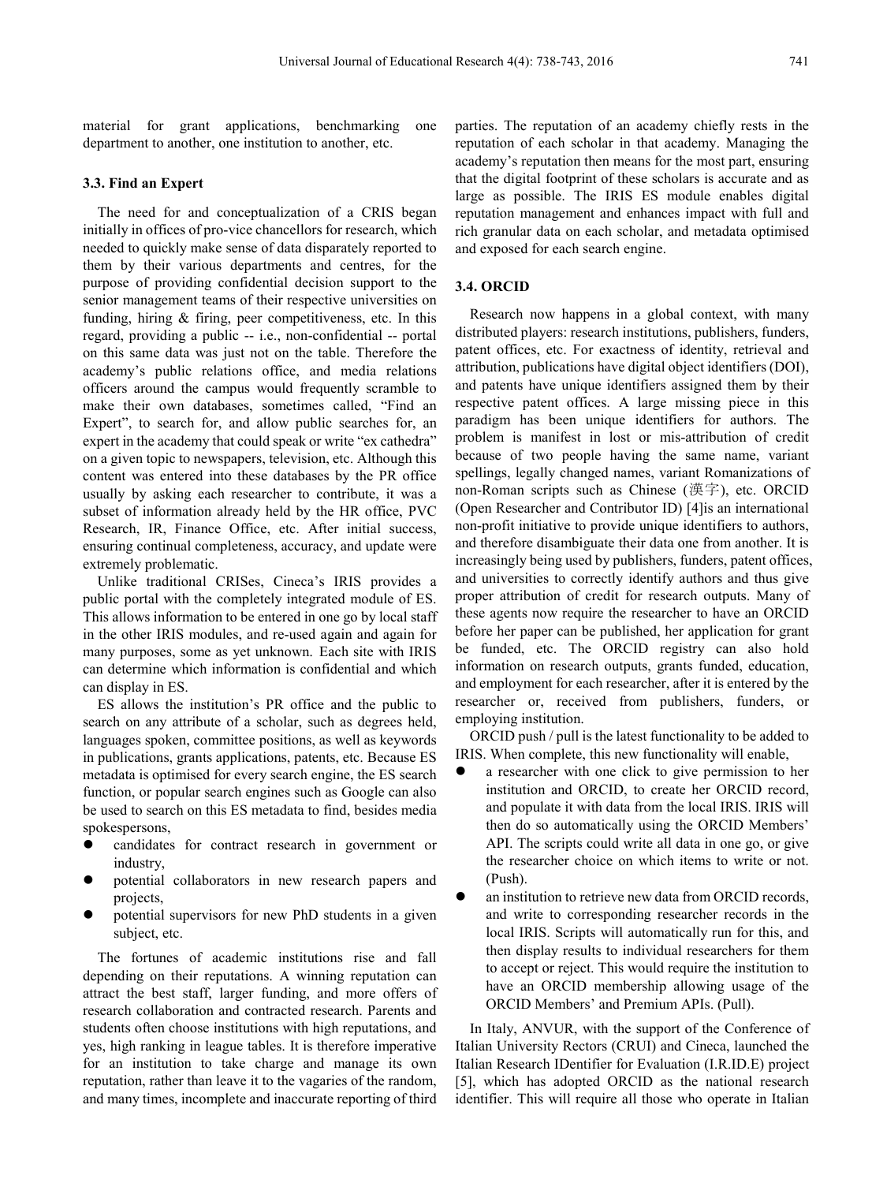material for grant applications, benchmarking one department to another, one institution to another, etc.

### 3.3. Find an Expert

The need for and conceptualization of a CRIS began initially in offices of pro-vice chancellors for research, which needed to quickly make sense of data disparately reported to them by their various departments and centres, for the purpose of providing confidential decision support to the senior management teams of their respective universities on funding, hiring & firing, peer competitiveness, etc. In this regard, providing a public -- i.e., non-confidential -- portal on this same data was just not on the table. Therefore the academy's public relations office, and media relations officers around the campus would frequently scramble to make their own databases, sometimes called, "Find an Expert", to search for, and allow public searches for, an expert in the academy that could speak or write "ex cathedra" on a given topic to newspapers, television, etc. Although this content was entered into these databases by the PR office usually by asking each researcher to contribute, it was a subset of information already held by the HR office, PVC Research, IR, Finance Office, etc. After initial success, ensuring continual completeness, accuracy, and update were extremely problematic.

Unlike traditional CRISes, Cineca's IRIS provides a public portal with the completely integrated module of ES. This allows information to be entered in one go by local staff in the other IRIS modules, and re-used again and again for many purposes, some as yet unknown. Each site with IRIS can determine which information is confidential and which can display in ES.

ES allows the institution's PR office and the public to search on any attribute of a scholar, such as degrees held, languages spoken, committee positions, as well as keywords in publications, grants applications, patents, etc. Because ES metadata is optimised for every search engine, the ES search function, or popular search engines such as Google can also be used to search on this ES metadata to find, besides media spokespersons,

- candidates for contract research in government or industry,
- potential collaborators in new research papers and projects,
- potential supervisors for new PhD students in a given subject, etc.

The fortunes of academic institutions rise and fall depending on their reputations. A winning reputation can attract the best staff, larger funding, and more offers of research collaboration and contracted research. Parents and students often choose institutions with high reputations, and yes, high ranking in league tables. It is therefore imperative for an institution to take charge and manage its own reputation, rather than leave it to the vagaries of the random, and many times, incomplete and inaccurate reporting of third parties. The reputation of an academy chiefly rests in the reputation of each scholar in that academy. Managing the academy's reputation then means for the most part, ensuring that the digital footprint of these scholars is accurate and as large as possible. The IRIS ES module enables digital reputation management and enhances impact with full and rich granular data on each scholar, and metadata optimised and exposed for each search engine.

### 3.4. ORCID

Research now happens in a global context, with many distributed players: research institutions, publishers, funders, patent offices, etc. For exactness of identity, retrieval and attribution, publications have digital object identifiers (DOI), and patents have unique identifiers assigned them by their respective patent offices. A large missing piece in this paradigm has been unique identifiers for authors. The problem is manifest in lost or mis-attribution of credit because of two people having the same name, variant spellings, legally changed names, variant Romanizations of non-Roman scripts such as Chinese (漢字), etc. ORCID (Open Researcher and Contributor ID) [4]is an international non-profit initiative to provide unique identifiers to authors, and therefore disambiguate their data one from another. It is increasingly being used by publishers, funders, patent offices, and universities to correctly identify authors and thus give proper attribution of credit for research outputs. Many of these agents now require the researcher to have an ORCID before her paper can be published, her application for grant be funded, etc. The ORCID registry can also hold information on research outputs, grants funded, education, and employment for each researcher, after it is entered by the researcher or, received from publishers, funders, or employing institution.

ORCID push / pull is the latest functionality to be added to IRIS. When complete, this new functionality will enable,

- a researcher with one click to give permission to her institution and ORCID, to create her ORCID record, and populate it with data from the local IRIS. IRIS will then do so automatically using the ORCID Members' API. The scripts could write all data in one go, or give the researcher choice on which items to write or not. (Push).
- an institution to retrieve new data from ORCID records, and write to corresponding researcher records in the local IRIS. Scripts will automatically run for this, and then display results to individual researchers for them to accept or reject. This would require the institution to have an ORCID membership allowing usage of the ORCID Members' and Premium APIs. (Pull).

In Italy, ANVUR, with the support of the Conference of Italian University Rectors (CRUI) and Cineca, launched the Italian Research IDentifier for Evaluation (I.R.ID.E) project [5], which has adopted ORCID as the national research identifier. This will require all those who operate in Italian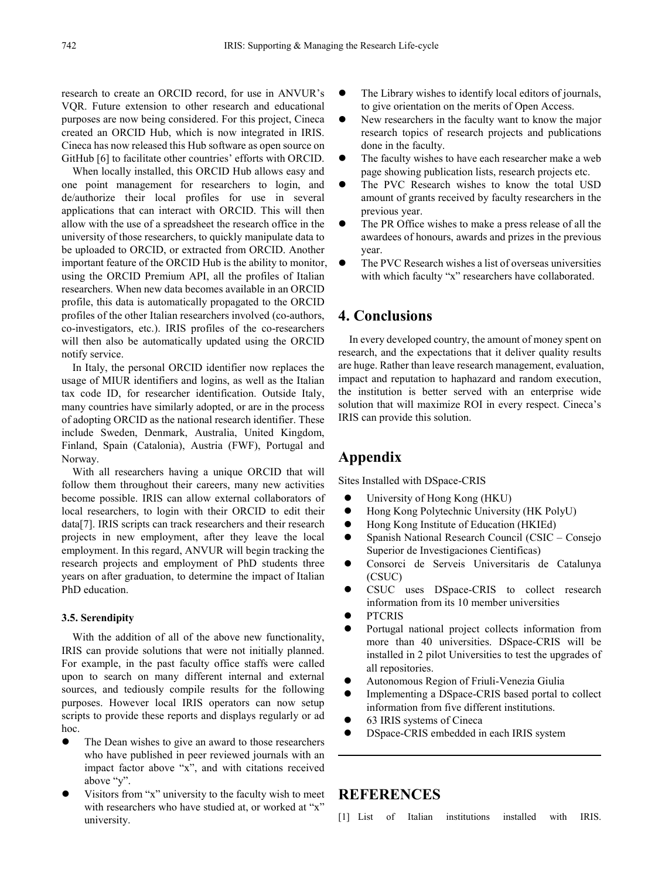research to create an ORCID record, for use in ANVUR's VQR. Future extension to other research and educational purposes are now being considered. For this project, Cineca created an ORCID Hub, which is now integrated in IRIS. Cineca has now released this Hub software as open source on GitHub [6] to facilitate other countries' efforts with ORCID.

When locally installed, this ORCID Hub allows easy and one point management for researchers to login, and de/authorize their local profiles for use in several applications that can interact with ORCID. This will then allow with the use of a spreadsheet the research office in the university of those researchers, to quickly manipulate data to be uploaded to ORCID, or extracted from ORCID. Another important feature of the ORCID Hub is the ability to monitor, using the ORCID Premium API, all the profiles of Italian researchers. When new data becomes available in an ORCID profile, this data is automatically propagated to the ORCID profiles of the other Italian researchers involved (co-authors, co-investigators, etc.). IRIS profiles of the co-researchers will then also be automatically updated using the ORCID notify service.

In Italy, the personal ORCID identifier now replaces the usage of MIUR identifiers and logins, as well as the Italian tax code ID, for researcher identification. Outside Italy, many countries have similarly adopted, or are in the process of adopting ORCID as the national research identifier. These include Sweden, Denmark, Australia, United Kingdom, Finland, Spain (Catalonia), Austria (FWF), Portugal and Norway.

With all researchers having a unique ORCID that will follow them throughout their careers, many new activities become possible. IRIS can allow external collaborators of local researchers, to login with their ORCID to edit their data[7]. IRIS scripts can track researchers and their research projects in new employment, after they leave the local employment. In this regard, ANVUR will begin tracking the research projects and employment of PhD students three years on after graduation, to determine the impact of Italian PhD education.

### 3.5. Serendipity

With the addition of all of the above new functionality, IRIS can provide solutions that were not initially planned. For example, in the past faculty office staffs were called upon to search on many different internal and external sources, and tediously compile results for the following purposes. However local IRIS operators can now setup scripts to provide these reports and displays regularly or ad hoc.

- The Dean wishes to give an award to those researchers who have published in peer reviewed journals with an impact factor above "x", and with citations received above "y".
- Visitors from "x" university to the faculty wish to meet with researchers who have studied at, or worked at "x" university.
- The Library wishes to identify local editors of journals, to give orientation on the merits of Open Access.
- New researchers in the faculty want to know the major research topics of research projects and publications done in the faculty.
- The faculty wishes to have each researcher make a web page showing publication lists, research projects etc.
- The PVC Research wishes to know the total USD amount of grants received by faculty researchers in the previous year.
- The PR Office wishes to make a press release of all the awardees of honours, awards and prizes in the previous year.
- The PVC Research wishes a list of overseas universities with which faculty "x" researchers have collaborated.

## 4. Conclusions

In every developed country, the amount of money spent on research, and the expectations that it deliver quality results are huge. Rather than leave research management, evaluation, impact and reputation to haphazard and random execution, the institution is better served with an enterprise wide solution that will maximize ROI in every respect. Cineca's IRIS can provide this solution.

## Appendix

Sites Installed with DSpace-CRIS

- University of Hong Kong (HKU)
- Hong Kong Polytechnic University (HK PolyU)
- Hong Kong Institute of Education (HKIEd)
- Spanish National Research Council (CSIC – Consejo Superior de Investigaciones Cientificas)
- Consorci de Serveis Universitaris de Catalunya (CSUC)
- CSUC uses DSpace-CRIS to collect research information from its 10 member universities
- PTCRIS
- Portugal national project collects information from more than 40 universities. DSpace-CRIS will be installed in 2 pilot Universities to test the upgrades of all repositories.
- Autonomous Region of Friuli-Venezia Giulia
- Implementing a DSpace-CRIS based portal to collect information from five different institutions.
- 63 IRIS systems of Cineca
- DSpace-CRIS embedded in each IRIS system

## REFERENCES

[1] List of Italian institutions installed with IRIS.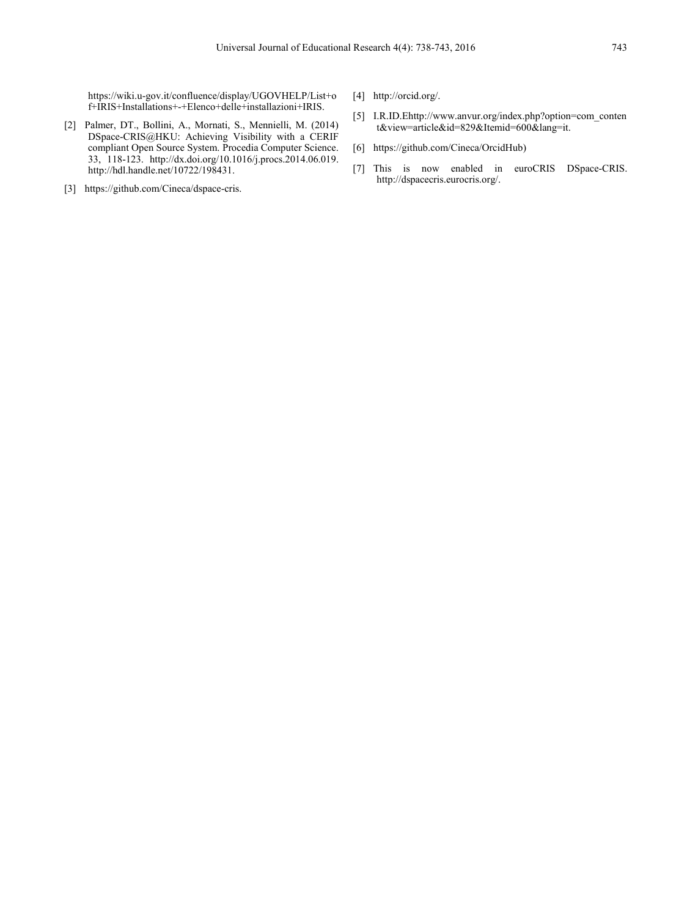https://wiki.u-gov.it/confluence/display/UGOVHELP/List+of+IRIS+Installations+-+Elenco+delle+installazioni+IRIS.

[2] Palmer, DT., Bollini, A., Mornati, S., Mennielli, M. (2014) DSpace-CRIS@HKU: Achieving Visibility with a CERIF compliant Open Source System. Procedia Computer Science. 33, 118-123. http://dx.doi.org/10.1016/j.procs.2014.06.019. http://hdl.handle.net/10722/198431.

[3] https://github.com/Cineca/dspace-cris.

[4] http://orcid.org/.

[5] I.R.ID.Ehttp://www.anvur.org/index.php?option=com_content&view=article&id=829&Itemid=600&lang=it.

[6] https://github.com/Cineca/OrcidHub)

[7] This is now enabled in euroCRIS DSpace-CRIS. http://dspacecris.eurocris.org/.